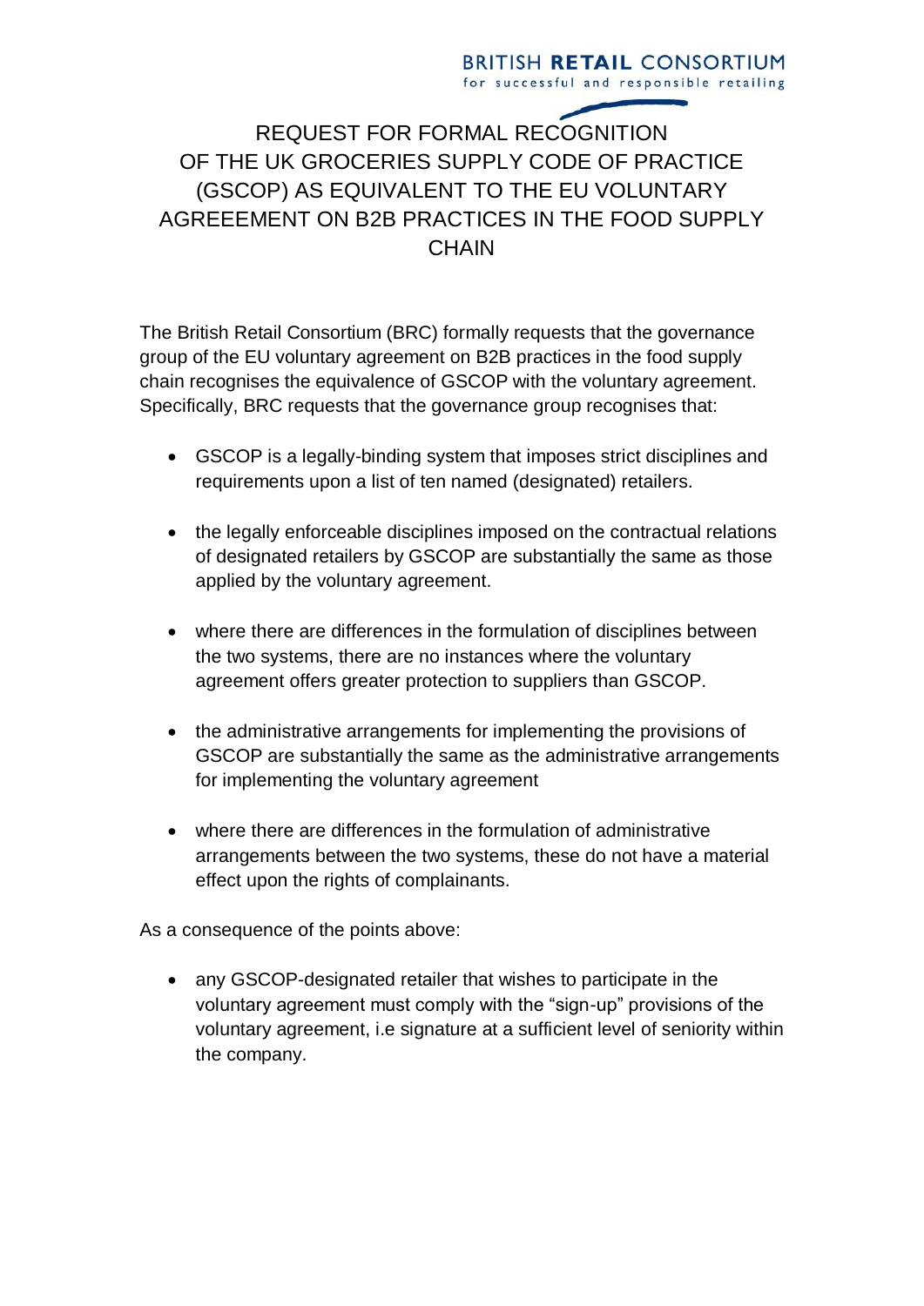BRITISH **RETAIL** CONSORTIUM
for successful and responsible retailing

# REQUEST FOR FORMAL RECOGNITION OF THE UK GROCERIES SUPPLY CODE OF PRACTICE (GSCOP) AS EQUIVALENT TO THE EU VOLUNTARY AGREEEMENT ON B2B PRACTICES IN THE FOOD SUPPLY CHAIN

The British Retail Consortium (BRC) formally requests that the governance group of the EU voluntary agreement on B2B practices in the food supply chain recognises the equivalence of GSCOP with the voluntary agreement. Specifically, BRC requests that the governance group recognises that:

- GSCOP is a legally-binding system that imposes strict disciplines and requirements upon a list of ten named (designated) retailers.
- the legally enforceable disciplines imposed on the contractual relations of designated retailers by GSCOP are substantially the same as those applied by the voluntary agreement.
- where there are differences in the formulation of disciplines between the two systems, there are no instances where the voluntary agreement offers greater protection to suppliers than GSCOP.
- the administrative arrangements for implementing the provisions of GSCOP are substantially the same as the administrative arrangements for implementing the voluntary agreement
- where there are differences in the formulation of administrative arrangements between the two systems, these do not have a material effect upon the rights of complainants.

As a consequence of the points above:

- any GSCOP-designated retailer that wishes to participate in the voluntary agreement must comply with the "sign-up" provisions of the voluntary agreement, i.e signature at a sufficient level of seniority within the company.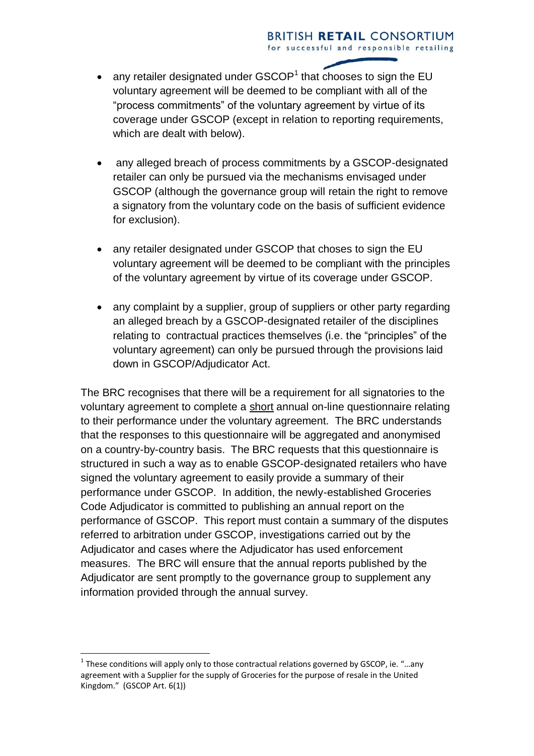- any retailer designated under GSCOP[1] that chooses to sign the EU voluntary agreement will be deemed to be compliant with all of the "process commitments" of the voluntary agreement by virtue of its coverage under GSCOP (except in relation to reporting requirements, which are dealt with below).

- any alleged breach of process commitments by a GSCOP-designated retailer can only be pursued via the mechanisms envisaged under GSCOP (although the governance group will retain the right to remove a signatory from the voluntary code on the basis of sufficient evidence for exclusion).

- any retailer designated under GSCOP that choses to sign the EU voluntary agreement will be deemed to be compliant with the principles of the voluntary agreement by virtue of its coverage under GSCOP.

- any complaint by a supplier, group of suppliers or other party regarding an alleged breach by a GSCOP-designated retailer of the disciplines relating to contractual practices themselves (i.e. the "principles" of the voluntary agreement) can only be pursued through the provisions laid down in GSCOP/Adjudicator Act.

The BRC recognises that there will be a requirement for all signatories to the voluntary agreement to complete a <u>short</u> annual on-line questionnaire relating to their performance under the voluntary agreement. The BRC understands that the responses to this questionnaire will be aggregated and anonymised on a country-by-country basis. The BRC requests that this questionnaire is structured in such a way as to enable GSCOP-designated retailers who have signed the voluntary agreement to easily provide a summary of their performance under GSCOP. In addition, the newly-established Groceries Code Adjudicator is committed to publishing an annual report on the performance of GSCOP. This report must contain a summary of the disputes referred to arbitration under GSCOP, investigations carried out by the Adjudicator and cases where the Adjudicator has used enforcement measures. The BRC will ensure that the annual reports published by the Adjudicator are sent promptly to the governance group to supplement any information provided through the annual survey.

[1] These conditions will apply only to those contractual relations governed by GSCOP, ie. "…any agreement with a Supplier for the supply of Groceries for the purpose of resale in the United Kingdom." (GSCOP Art. 6(1))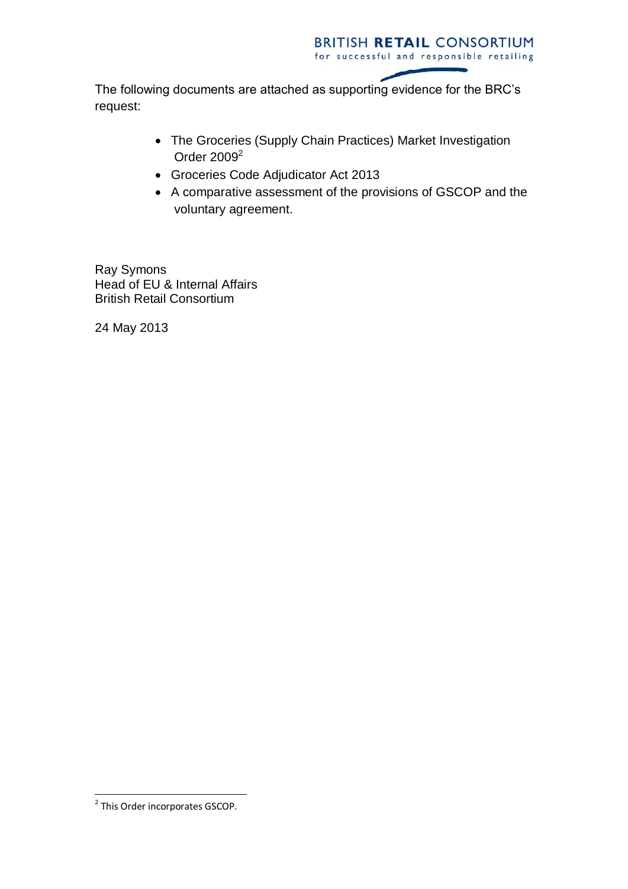The following documents are attached as supporting evidence for the BRC's request:

- The Groceries (Supply Chain Practices) Market Investigation Order 2009[2]
- Groceries Code Adjudicator Act 2013
- A comparative assessment of the provisions of GSCOP and the voluntary agreement.

Ray Symons
Head of EU & Internal Affairs
British Retail Consortium

24 May 2013

---

[2] This Order incorporates GSCOP.